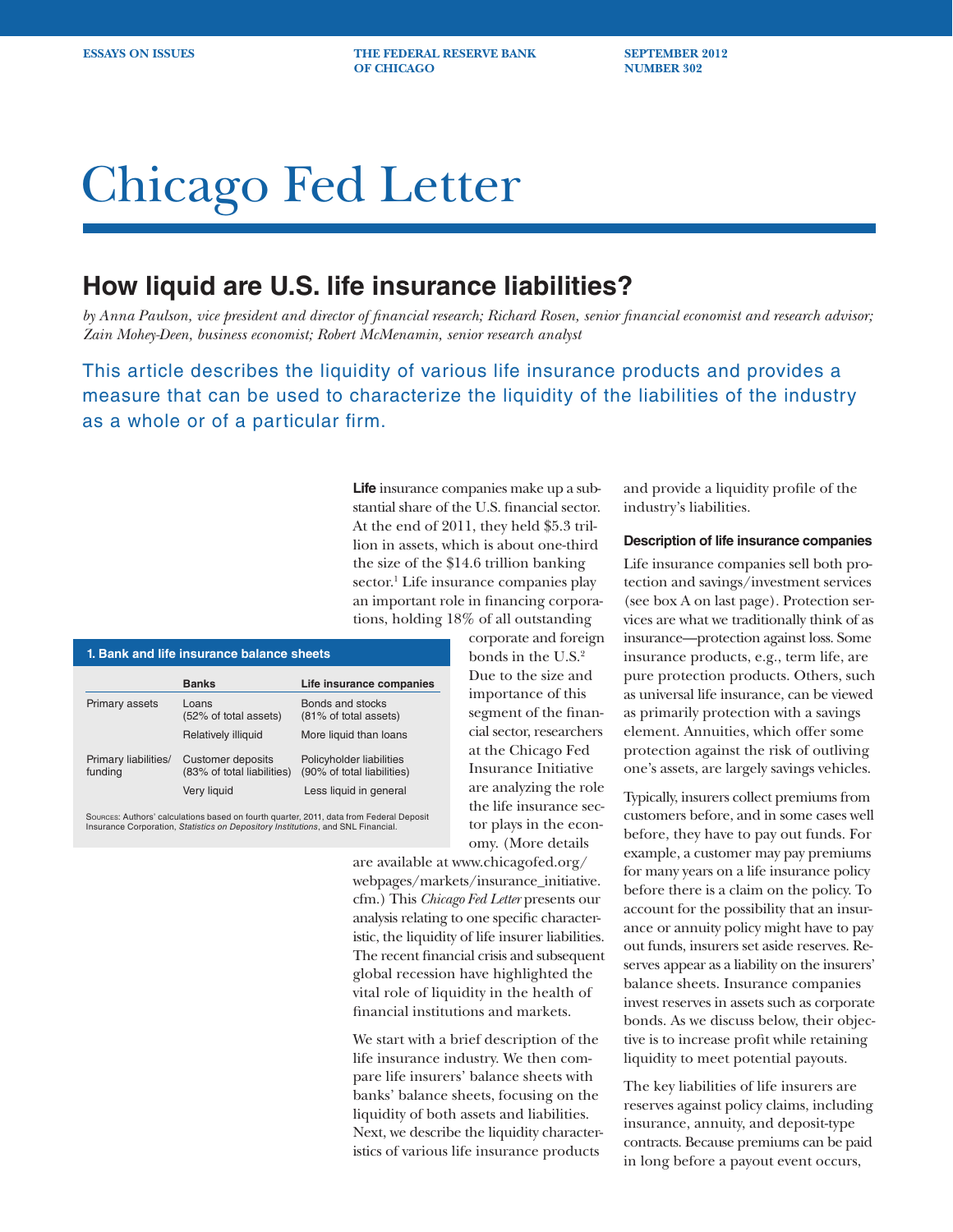ESSAYS ON ISSUES | THE FEDERAL RESERVE BANK OF CHICAGO | SEPTEMBER 2012 NUMBER 302

# Chicago Fed Letter

## How liquid are U.S. life insurance liabilities?

*by Anna Paulson, vice president and director of financial research; Richard Rosen, senior financial economist and research advisor; Zain Mohey-Deen, business economist; Robert McMenamin, senior research analyst*

This article describes the liquidity of various life insurance products and provides a measure that can be used to characterize the liquidity of the liabilities of the industry as a whole or of a particular firm.

**Life** insurance companies make up a substantial share of the U.S. financial sector. At the end of 2011, they held $5.3 trillion in assets, which is about one-third the size of the $14.6 trillion banking sector.[1] Life insurance companies play an important role in financing corporations, holding 18% of all outstanding corporate and foreign bonds in the U.S.[2] Due to the size and importance of this segment of the financial sector, researchers at the Chicago Fed Insurance Initiative are analyzing the role the life insurance sector plays in the economy. (More details are available at www.chicagofed.org/webpages/markets/insurance_initiative.cfm.) This *Chicago Fed Letter* presents our analysis relating to one specific characteristic, the liquidity of life insurer liabilities. The recent financial crisis and subsequent global recession have highlighted the vital role of liquidity in the health of financial institutions and markets.

**1. Bank and life insurance balance sheets**

| | Banks | Life insurance companies |
|---|---|---|
| Primary assets | Loans (52% of total assets) | Bonds and stocks (81% of total assets) |
| | Relatively illiquid | More liquid than loans |
| Primary liabilities/ funding | Customer deposits (83% of total liabilities) | Policyholder liabilities (90% of total liabilities) |
| | Very liquid | Less liquid in general |

Sources: Authors' calculations based on fourth quarter, 2011, data from Federal Deposit Insurance Corporation, *Statistics on Depository Institutions*, and SNL Financial.

We start with a brief description of the life insurance industry. We then compare life insurers' balance sheets with banks' balance sheets, focusing on the liquidity of both assets and liabilities. Next, we describe the liquidity characteristics of various life insurance products and provide a liquidity profile of the industry's liabilities.

#### Description of life insurance companies

Life insurance companies sell both protection and savings/investment services (see box A on last page). Protection services are what we traditionally think of as insurance—protection against loss. Some insurance products, e.g., term life, are pure protection products. Others, such as universal life insurance, can be viewed as primarily protection with a savings element. Annuities, which offer some protection against the risk of outliving one's assets, are largely savings vehicles.

Typically, insurers collect premiums from customers before, and in some cases well before, they have to pay out funds. For example, a customer may pay premiums for many years on a life insurance policy before there is a claim on the policy. To account for the possibility that an insurance or annuity policy might have to pay out funds, insurers set aside reserves. Reserves appear as a liability on the insurers' balance sheets. Insurance companies invest reserves in assets such as corporate bonds. As we discuss below, their objective is to increase profit while retaining liquidity to meet potential payouts.

The key liabilities of life insurers are reserves against policy claims, including insurance, annuity, and deposit-type contracts. Because premiums can be paid in long before a payout event occurs,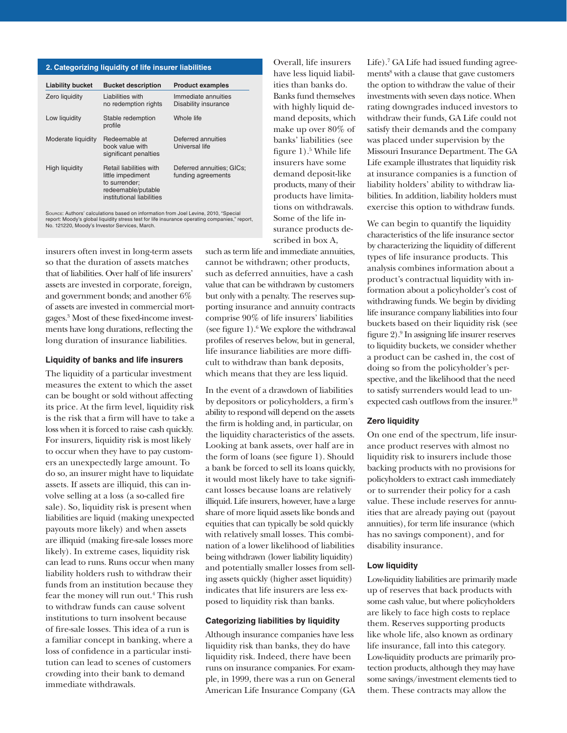**2. Categorizing liquidity of life insurer liabilities**

| Liability bucket | Bucket description | Product examples |
|---|---|---|
| Zero liquidity | Liabilities with no redemption rights | Immediate annuities Disability insurance |
| Low liquidity | Stable redemption profile | Whole life |
| Moderate liquidity | Redeemable at book value with significant penalties | Deferred annuities Universal life |
| High liquidity | Retail liabilities with little impediment to surrender; redeemable/putable institutional liabilities | Deferred annuities; GICs; funding agreements |

SOURCE: Authors' calculations based on information from Joel Levine, 2010, "Special report: Moody's global liquidity stress test for life insurance operating companies," report, No. 121220, Moody's Investor Services, March.

insurers often invest in long-term assets so that the duration of assets matches that of liabilities. Over half of life insurers' assets are invested in corporate, foreign, and government bonds; and another 6% of assets are invested in commercial mortgages.[3] Most of these fixed-income investments have long durations, reflecting the long duration of insurance liabilities.

### Liquidity of banks and life insurers

The liquidity of a particular investment measures the extent to which the asset can be bought or sold without affecting its price. At the firm level, liquidity risk is the risk that a firm will have to take a loss when it is forced to raise cash quickly. For insurers, liquidity risk is most likely to occur when they have to pay customers an unexpectedly large amount. To do so, an insurer might have to liquidate assets. If assets are illiquid, this can involve selling at a loss (a so-called fire sale). So, liquidity risk is present when liabilities are liquid (making unexpected payouts more likely) and when assets are illiquid (making fire-sale losses more likely). In extreme cases, liquidity risk can lead to runs. Runs occur when many liability holders rush to withdraw their funds from an institution because they fear the money will run out.[4] This rush to withdraw funds can cause solvent institutions to turn insolvent because of fire-sale losses. This idea of a run is a familiar concept in banking, where a loss of confidence in a particular institution can lead to scenes of customers crowding into their bank to demand immediate withdrawals.

Overall, life insurers have less liquid liabilities than banks do. Banks fund themselves with highly liquid demand deposits, which make up over 80% of banks' liabilities (see figure 1).[5] While life insurers have some demand deposit-like products, many of their products have limitations on withdrawals. Some of the life insurance products described in box A, such as term life and immediate annuities, cannot be withdrawn; other products, such as deferred annuities, have a cash value that can be withdrawn by customers but only with a penalty. The reserves supporting insurance and annuity contracts comprise 90% of life insurers' liabilities (see figure 1).[6] We explore the withdrawal profiles of reserves below, but in general, life insurance liabilities are more difficult to withdraw than bank deposits, which means that they are less liquid.

In the event of a drawdown of liabilities by depositors or policyholders, a firm's ability to respond will depend on the assets the firm is holding and, in particular, on the liquidity characteristics of the assets. Looking at bank assets, over half are in the form of loans (see figure 1). Should a bank be forced to sell its loans quickly, it would most likely have to take significant losses because loans are relatively illiquid. Life insurers, however, have a large share of more liquid assets like bonds and equities that can typically be sold quickly with relatively small losses. This combination of a lower likelihood of liabilities being withdrawn (lower liability liquidity) and potentially smaller losses from selling assets quickly (higher asset liquidity) indicates that life insurers are less exposed to liquidity risk than banks.

### Categorizing liabilities by liquidity

Although insurance companies have less liquidity risk than banks, they do have liquidity risk. Indeed, there have been runs on insurance companies. For example, in 1999, there was a run on General American Life Insurance Company (GA Life).[7] GA Life had issued funding agreements[8] with a clause that gave customers the option to withdraw the value of their investments with seven days notice. When rating downgrades induced investors to withdraw their funds, GA Life could not satisfy their demands and the company was placed under supervision by the Missouri Insurance Department. The GA Life example illustrates that liquidity risk at insurance companies is a function of liability holders' ability to withdraw liabilities. In addition, liability holders must exercise this option to withdraw funds.

We can begin to quantify the liquidity characteristics of the life insurance sector by characterizing the liquidity of different types of life insurance products. This analysis combines information about a product's contractual liquidity with information about a policyholder's cost of withdrawing funds. We begin by dividing life insurance company liabilities into four buckets based on their liquidity risk (see figure 2).[9] In assigning life insurer reserves to liquidity buckets, we consider whether a product can be cashed in, the cost of doing so from the policyholder's perspective, and the likelihood that the need to satisfy surrenders would lead to unexpected cash outflows from the insurer.[10]

### Zero liquidity

On one end of the spectrum, life insurance product reserves with almost no liquidity risk to insurers include those backing products with no provisions for policyholders to extract cash immediately or to surrender their policy for a cash value. These include reserves for annuities that are already paying out (payout annuities), for term life insurance (which has no savings component), and for disability insurance.

### Low liquidity

Low-liquidity liabilities are primarily made up of reserves that back products with some cash value, but where policyholders are likely to face high costs to replace them. Reserves supporting products like whole life, also known as ordinary life insurance, fall into this category. Low-liquidity products are primarily protection products, although they may have some savings/investment elements tied to them. These contracts may allow the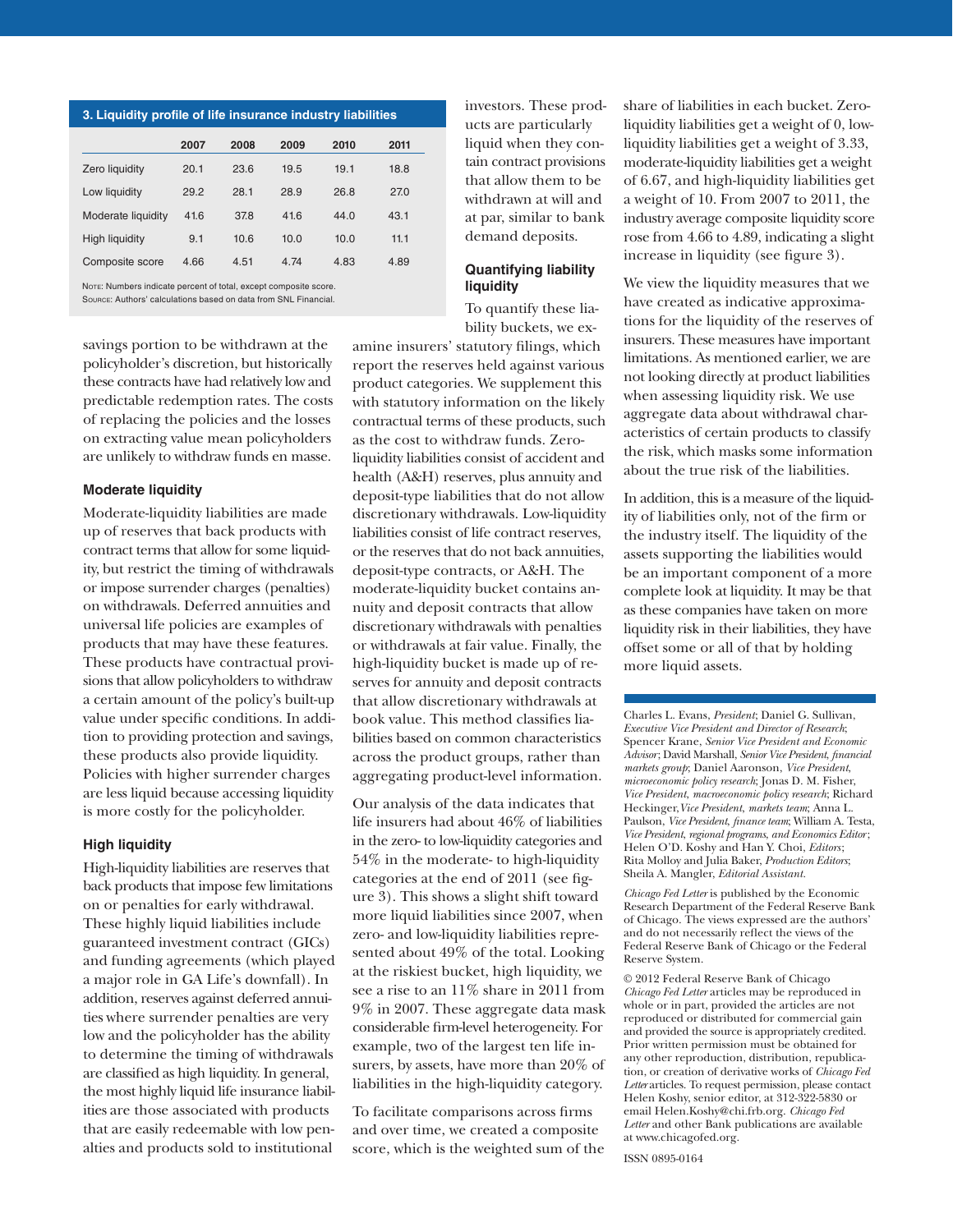**3. Liquidity profile of life insurance industry liabilities**

| | 2007 | 2008 | 2009 | 2010 | 2011 |
|---|---|---|---|---|---|
| Zero liquidity | 20.1 | 23.6 | 19.5 | 19.1 | 18.8 |
| Low liquidity | 29.2 | 28.1 | 28.9 | 26.8 | 27.0 |
| Moderate liquidity | 41.6 | 37.8 | 41.6 | 44.0 | 43.1 |
| High liquidity | 9.1 | 10.6 | 10.0 | 10.0 | 11.1 |
| Composite score | 4.66 | 4.51 | 4.74 | 4.83 | 4.89 |

Note: Numbers indicate percent of total, except composite score.
Source: Authors' calculations based on data from SNL Financial.

savings portion to be withdrawn at the policyholder's discretion, but historically these contracts have had relatively low and predictable redemption rates. The costs of replacing the policies and the losses on extracting value mean policyholders are unlikely to withdraw funds en masse.

### Moderate liquidity

Moderate-liquidity liabilities are made up of reserves that back products with contract terms that allow for some liquidity, but restrict the timing of withdrawals or impose surrender charges (penalties) on withdrawals. Deferred annuities and universal life policies are examples of products that may have these features. These products have contractual provisions that allow policyholders to withdraw a certain amount of the policy's built-up value under specific conditions. In addition to providing protection and savings, these products also provide liquidity. Policies with higher surrender charges are less liquid because accessing liquidity is more costly for the policyholder.

### High liquidity

High-liquidity liabilities are reserves that back products that impose few limitations on or penalties for early withdrawal. These highly liquid liabilities include guaranteed investment contract (GICs) and funding agreements (which played a major role in GA Life's downfall). In addition, reserves against deferred annuities where surrender penalties are very low and the policyholder has the ability to determine the timing of withdrawals are classified as high liquidity. In general, the most highly liquid life insurance liabilities are those associated with products that are easily redeemable with low penalties and products sold to institutional investors. These products are particularly liquid when they contain contract provisions that allow them to be withdrawn at will and at par, similar to bank demand deposits.

### Quantifying liability liquidity

To quantify these liability buckets, we examine insurers' statutory filings, which report the reserves held against various product categories. We supplement this with statutory information on the likely contractual terms of these products, such as the cost to withdraw funds. Zero-liquidity liabilities consist of accident and health (A&H) reserves, plus annuity and deposit-type liabilities that do not allow discretionary withdrawals. Low-liquidity liabilities consist of life contract reserves, or the reserves that do not back annuities, deposit-type contracts, or A&H. The moderate-liquidity bucket contains annuity and deposit contracts that allow discretionary withdrawals with penalties or withdrawals at fair value. Finally, the high-liquidity bucket is made up of reserves for annuity and deposit contracts that allow discretionary withdrawals at book value. This method classifies liabilities based on common characteristics across the product groups, rather than aggregating product-level information.

Our analysis of the data indicates that life insurers had about 46% of liabilities in the zero- to low-liquidity categories and 54% in the moderate- to high-liquidity categories at the end of 2011 (see figure 3). This shows a slight shift toward more liquid liabilities since 2007, when zero- and low-liquidity liabilities represented about 49% of the total. Looking at the riskiest bucket, high liquidity, we see a rise to an 11% share in 2011 from 9% in 2007. These aggregate data mask considerable firm-level heterogeneity. For example, two of the largest ten life insurers, by assets, have more than 20% of liabilities in the high-liquidity category.

To facilitate comparisons across firms and over time, we created a composite score, which is the weighted sum of the share of liabilities in each bucket. Zero-liquidity liabilities get a weight of 0, low-liquidity liabilities get a weight of 3.33, moderate-liquidity liabilities get a weight of 6.67, and high-liquidity liabilities get a weight of 10. From 2007 to 2011, the industry average composite liquidity score rose from 4.66 to 4.89, indicating a slight increase in liquidity (see figure 3).

We view the liquidity measures that we have created as indicative approximations for the liquidity of the reserves of insurers. These measures have important limitations. As mentioned earlier, we are not looking directly at product liabilities when assessing liquidity risk. We use aggregate data about withdrawal characteristics of certain products to classify the risk, which masks some information about the true risk of the liabilities.

In addition, this is a measure of the liquidity of liabilities only, not of the firm or the industry itself. The liquidity of the assets supporting the liabilities would be an important component of a more complete look at liquidity. It may be that as these companies have taken on more liquidity risk in their liabilities, they have offset some or all of that by holding more liquid assets.

---

Charles L. Evans, *President*; Daniel G. Sullivan, *Executive Vice President and Director of Research*; Spencer Krane, *Senior Vice President and Economic Advisor*; David Marshall, *Senior Vice President, financial markets group*; Daniel Aaronson, *Vice President, microeconomic policy research*; Jonas D. M. Fisher, *Vice President, macroeconomic policy research*; Richard Heckinger, *Vice President, markets team*; Anna L. Paulson, *Vice President, finance team*; William A. Testa, *Vice President, regional programs, and Economics Editor*; Helen O'D. Koshy and Han Y. Choi, *Editors*; Rita Molloy and Julia Baker, *Production Editors*; Sheila A. Mangler, *Editorial Assistant.*

*Chicago Fed Letter* is published by the Economic Research Department of the Federal Reserve Bank of Chicago. The views expressed are the authors' and do not necessarily reflect the views of the Federal Reserve Bank of Chicago or the Federal Reserve System.

© 2012 Federal Reserve Bank of Chicago
*Chicago Fed Letter* articles may be reproduced in whole or in part, provided the articles are not reproduced or distributed for commercial gain and provided the source is appropriately credited. Prior written permission must be obtained for any other reproduction, distribution, republication, or creation of derivative works of *Chicago Fed Letter* articles. To request permission, please contact Helen Koshy, senior editor, at 312-322-5830 or email Helen.Koshy@chi.frb.org. *Chicago Fed Letter* and other Bank publications are available at www.chicagofed.org.

ISSN 0895-0164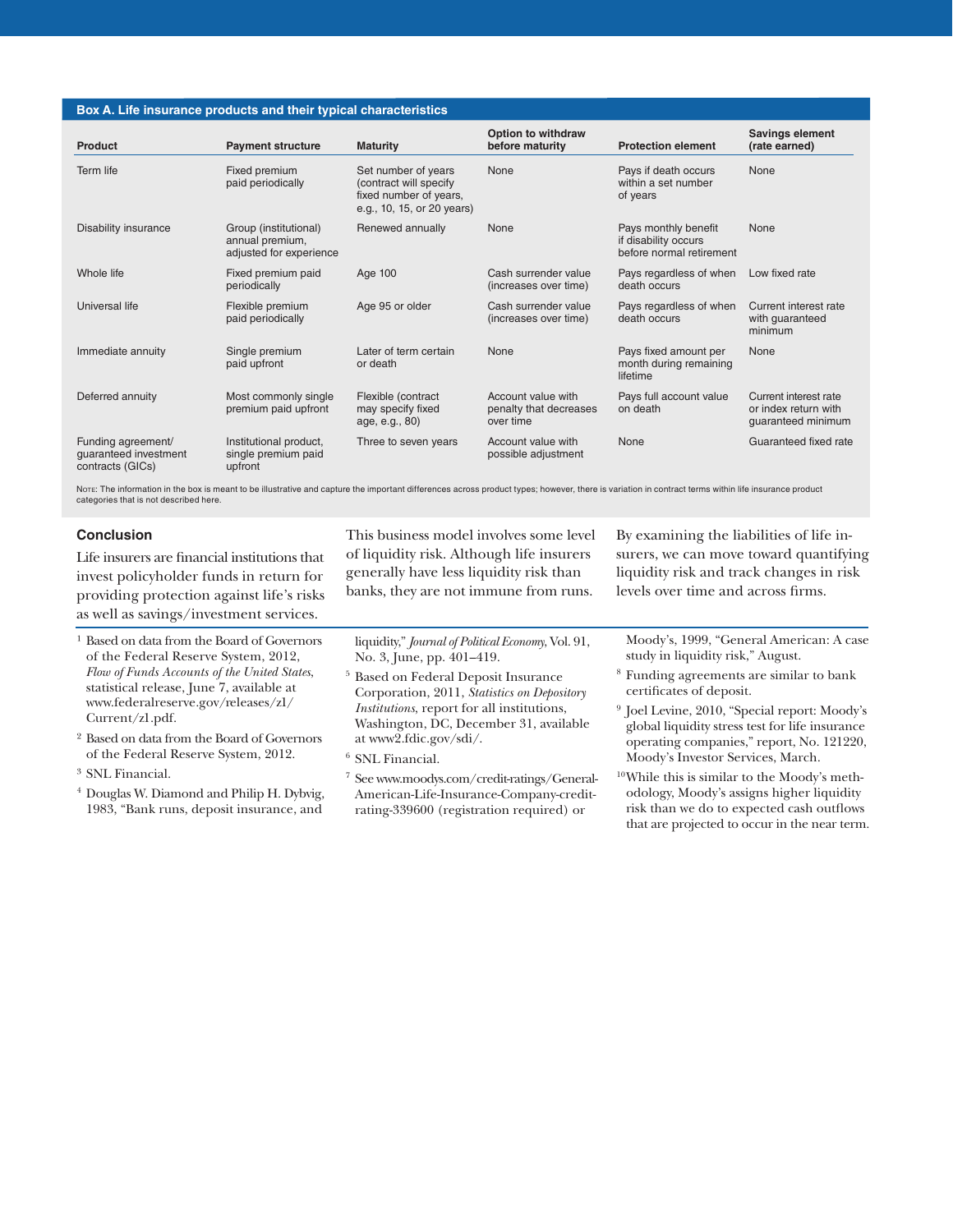**Box A. Life insurance products and their typical characteristics**

| Product | Payment structure | Maturity | Option to withdraw before maturity | Protection element | Savings element (rate earned) |
|---|---|---|---|---|---|
| Term life | Fixed premium paid periodically | Set number of years (contract will specify fixed number of years, e.g., 10, 15, or 20 years) | None | Pays if death occurs within a set number of years | None |
| Disability insurance | Group (institutional) annual premium, adjusted for experience | Renewed annually | None | Pays monthly benefit if disability occurs before normal retirement | None |
| Whole life | Fixed premium paid periodically | Age 100 | Cash surrender value (increases over time) | Pays regardless of when death occurs | Low fixed rate |
| Universal life | Flexible premium paid periodically | Age 95 or older | Cash surrender value (increases over time) | Pays regardless of when death occurs | Current interest rate with guaranteed minimum |
| Immediate annuity | Single premium paid upfront | Later of term certain or death | None | Pays fixed amount per month during remaining lifetime | None |
| Deferred annuity | Most commonly single premium paid upfront | Flexible (contract may specify fixed age, e.g., 80) | Account value with penalty that decreases over time | Pays full account value on death | Current interest rate or index return with guaranteed minimum |
| Funding agreement/ guaranteed investment contracts (GICs) | Institutional product, single premium paid upfront | Three to seven years | Account value with possible adjustment | None | Guaranteed fixed rate |

Note: The information in the box is meant to be illustrative and capture the important differences across product types; however, there is variation in contract terms within life insurance product categories that is not described here.

## Conclusion

Life insurers are financial institutions that invest policyholder funds in return for providing protection against life's risks as well as savings/investment services. This business model involves some level of liquidity risk. Although life insurers generally have less liquidity risk than banks, they are not immune from runs. By examining the liabilities of life insurers, we can move toward quantifying liquidity risk and track changes in risk levels over time and across firms.

---

[1] Based on data from the Board of Governors of the Federal Reserve System, 2012, *Flow of Funds Accounts of the United States*, statistical release, June 7, available at www.federalreserve.gov/releases/z1/Current/z1.pdf.

[2] Based on data from the Board of Governors of the Federal Reserve System, 2012.

[3] SNL Financial.

[4] Douglas W. Diamond and Philip H. Dybvig, 1983, "Bank runs, deposit insurance, and liquidity," *Journal of Political Economy*, Vol. 91, No. 3, June, pp. 401–419.

[5] Based on Federal Deposit Insurance Corporation, 2011, *Statistics on Depository Institutions*, report for all institutions, Washington, DC, December 31, available at www2.fdic.gov/sdi/.

[6] SNL Financial.

[7] See www.moodys.com/credit-ratings/General-American-Life-Insurance-Company-credit-rating-339600 (registration required) or Moody's, 1999, "General American: A case study in liquidity risk," August.

[8] Funding agreements are similar to bank certificates of deposit.

[9] Joel Levine, 2010, "Special report: Moody's global liquidity stress test for life insurance operating companies," report, No. 121220, Moody's Investor Services, March.

[10] While this is similar to the Moody's methodology, Moody's assigns higher liquidity risk than we do to expected cash outflows that are projected to occur in the near term.